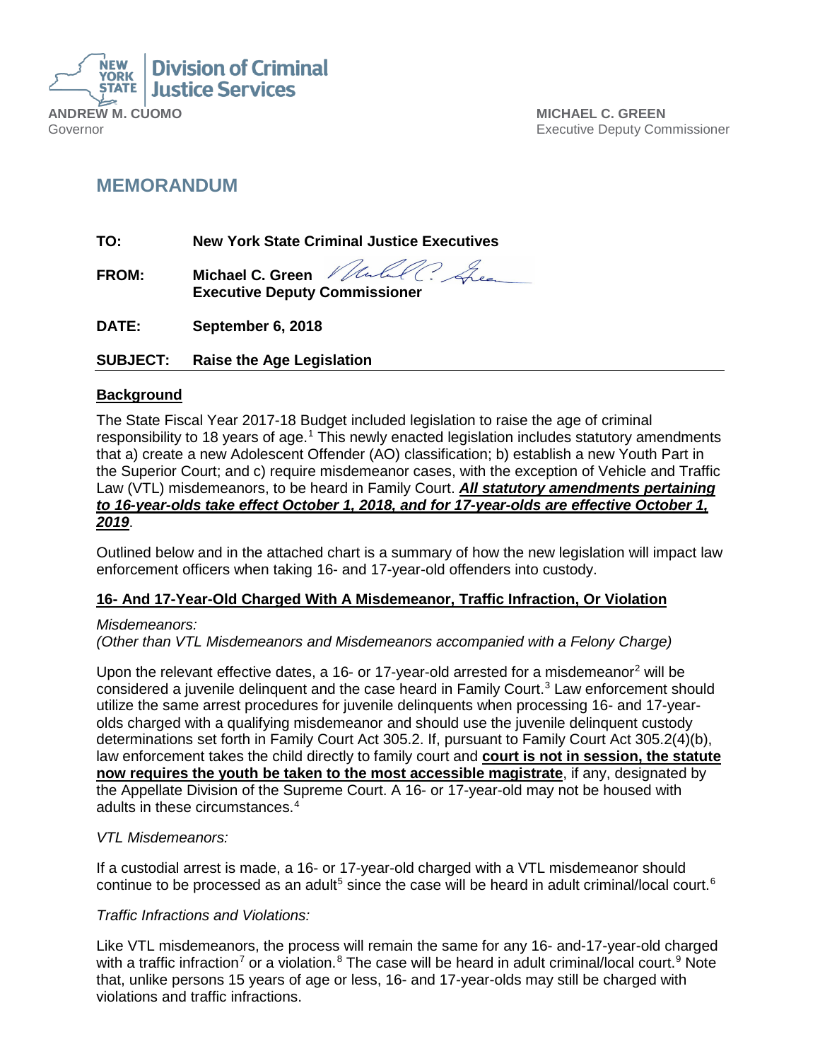**Division of Criminal Justice Services**

**ANDREW M. CUOMO**
Governor

**MICHAEL C. GREEN**
Executive Deputy Commissioner

## MEMORANDUM

**TO:** **New York State Criminal Justice Executives**

**FROM:** **Michael C. Green**
**Executive Deputy Commissioner**

**DATE:** **September 6, 2018**

**SUBJECT:** **Raise the Age Legislation**

---

### Background

The State Fiscal Year 2017-18 Budget included legislation to raise the age of criminal responsibility to 18 years of age.[1] This newly enacted legislation includes statutory amendments that a) create a new Adolescent Offender (AO) classification; b) establish a new Youth Part in the Superior Court; and c) require misdemeanor cases, with the exception of Vehicle and Traffic Law (VTL) misdemeanors, to be heard in Family Court. ***All statutory amendments pertaining to 16-year-olds take effect October 1, 2018, and for 17-year-olds are effective October 1, 2019***.

Outlined below and in the attached chart is a summary of how the new legislation will impact law enforcement officers when taking 16- and 17-year-old offenders into custody.

### 16- And 17-Year-Old Charged With A Misdemeanor, Traffic Infraction, Or Violation

*Misdemeanors:*
*(Other than VTL Misdemeanors and Misdemeanors accompanied with a Felony Charge)*

Upon the relevant effective dates, a 16- or 17-year-old arrested for a misdemeanor[2] will be considered a juvenile delinquent and the case heard in Family Court.[3] Law enforcement should utilize the same arrest procedures for juvenile delinquents when processing 16- and 17-year-olds charged with a qualifying misdemeanor and should use the juvenile delinquent custody determinations set forth in Family Court Act 305.2. If, pursuant to Family Court Act 305.2(4)(b), law enforcement takes the child directly to family court and **court is not in session, the statute now requires the youth be taken to the most accessible magistrate**, if any, designated by the Appellate Division of the Supreme Court. A 16- or 17-year-old may not be housed with adults in these circumstances.[4]

*VTL Misdemeanors:*

If a custodial arrest is made, a 16- or 17-year-old charged with a VTL misdemeanor should continue to be processed as an adult[5] since the case will be heard in adult criminal/local court.[6]

*Traffic Infractions and Violations:*

Like VTL misdemeanors, the process will remain the same for any 16- and-17-year-old charged with a traffic infraction[7] or a violation.[8] The case will be heard in adult criminal/local court.[9] Note that, unlike persons 15 years of age or less, 16- and 17-year-olds may still be charged with violations and traffic infractions.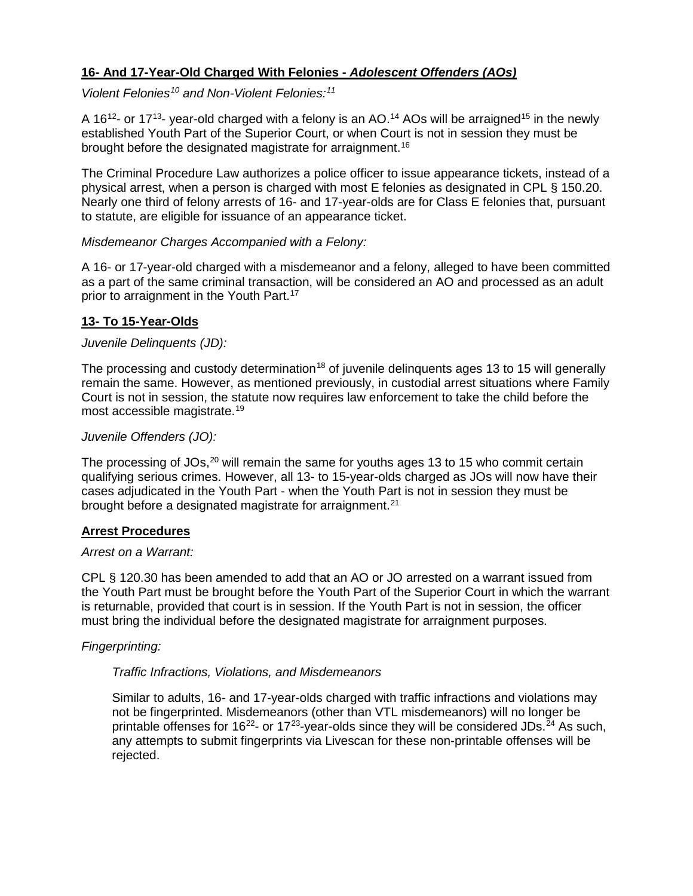**16- And 17-Year-Old Charged With Felonies - *Adolescent Offenders (AOs)***

*Violent Felonies[10] and Non-Violent Felonies:[11]*

A 16[12]- or 17[13]- year-old charged with a felony is an AO.[14] AOs will be arraigned[15] in the newly established Youth Part of the Superior Court, or when Court is not in session they must be brought before the designated magistrate for arraignment.[16]

The Criminal Procedure Law authorizes a police officer to issue appearance tickets, instead of a physical arrest, when a person is charged with most E felonies as designated in CPL § 150.20. Nearly one third of felony arrests of 16- and 17-year-olds are for Class E felonies that, pursuant to statute, are eligible for issuance of an appearance ticket.

*Misdemeanor Charges Accompanied with a Felony:*

A 16- or 17-year-old charged with a misdemeanor and a felony, alleged to have been committed as a part of the same criminal transaction, will be considered an AO and processed as an adult prior to arraignment in the Youth Part.[17]

**13- To 15-Year-Olds**

*Juvenile Delinquents (JD):*

The processing and custody determination[18] of juvenile delinquents ages 13 to 15 will generally remain the same. However, as mentioned previously, in custodial arrest situations where Family Court is not in session, the statute now requires law enforcement to take the child before the most accessible magistrate.[19]

*Juvenile Offenders (JO):*

The processing of JOs,[20] will remain the same for youths ages 13 to 15 who commit certain qualifying serious crimes. However, all 13- to 15-year-olds charged as JOs will now have their cases adjudicated in the Youth Part - when the Youth Part is not in session they must be brought before a designated magistrate for arraignment.[21]

**Arrest Procedures**

*Arrest on a Warrant:*

CPL § 120.30 has been amended to add that an AO or JO arrested on a warrant issued from the Youth Part must be brought before the Youth Part of the Superior Court in which the warrant is returnable, provided that court is in session. If the Youth Part is not in session, the officer must bring the individual before the designated magistrate for arraignment purposes.

*Fingerprinting:*

*Traffic Infractions, Violations, and Misdemeanors*

Similar to adults, 16- and 17-year-olds charged with traffic infractions and violations may not be fingerprinted. Misdemeanors (other than VTL misdemeanors) will no longer be printable offenses for 16[22]- or 17[23]-year-olds since they will be considered JDs.[24] As such, any attempts to submit fingerprints via Livescan for these non-printable offenses will be rejected.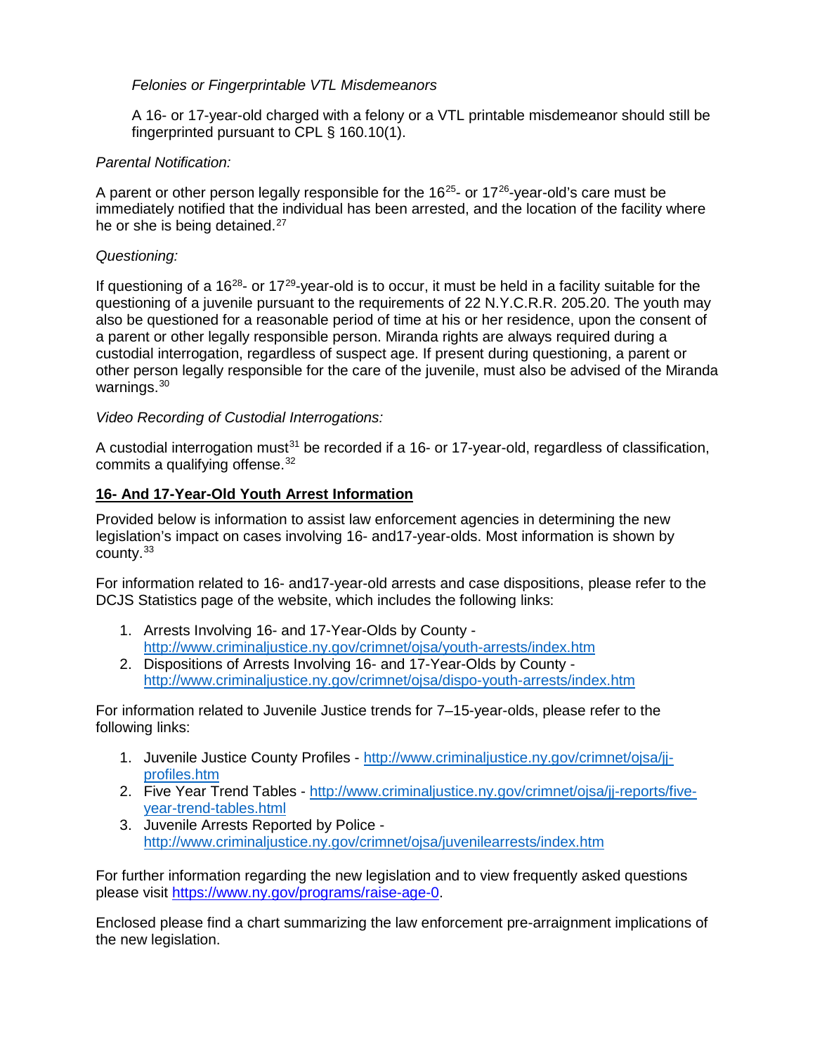*Felonies or Fingerprintable VTL Misdemeanors*

A 16- or 17-year-old charged with a felony or a VTL printable misdemeanor should still be fingerprinted pursuant to CPL § 160.10(1).

*Parental Notification:*

A parent or other person legally responsible for the 16[25]- or 17[26]-year-old's care must be immediately notified that the individual has been arrested, and the location of the facility where he or she is being detained.[27]

*Questioning:*

If questioning of a 16[28]- or 17[29]-year-old is to occur, it must be held in a facility suitable for the questioning of a juvenile pursuant to the requirements of 22 N.Y.C.R.R. 205.20. The youth may also be questioned for a reasonable period of time at his or her residence, upon the consent of a parent or other legally responsible person. Miranda rights are always required during a custodial interrogation, regardless of suspect age. If present during questioning, a parent or other person legally responsible for the care of the juvenile, must also be advised of the Miranda warnings.[30]

*Video Recording of Custodial Interrogations:*

A custodial interrogation must[31] be recorded if a 16- or 17-year-old, regardless of classification, commits a qualifying offense.[32]

**16- And 17-Year-Old Youth Arrest Information**

Provided below is information to assist law enforcement agencies in determining the new legislation's impact on cases involving 16- and17-year-olds. Most information is shown by county.[33]

For information related to 16- and17-year-old arrests and case dispositions, please refer to the DCJS Statistics page of the website, which includes the following links:

1. Arrests Involving 16- and 17-Year-Olds by County - http://www.criminaljustice.ny.gov/crimnet/ojsa/youth-arrests/index.htm
2. Dispositions of Arrests Involving 16- and 17-Year-Olds by County - http://www.criminaljustice.ny.gov/crimnet/ojsa/dispo-youth-arrests/index.htm

For information related to Juvenile Justice trends for 7–15-year-olds, please refer to the following links:

1. Juvenile Justice County Profiles - http://www.criminaljustice.ny.gov/crimnet/ojsa/jj-profiles.htm
2. Five Year Trend Tables - http://www.criminaljustice.ny.gov/crimnet/ojsa/jj-reports/five-year-trend-tables.html
3. Juvenile Arrests Reported by Police - http://www.criminaljustice.ny.gov/crimnet/ojsa/juvenilearrests/index.htm

For further information regarding the new legislation and to view frequently asked questions please visit https://www.ny.gov/programs/raise-age-0.

Enclosed please find a chart summarizing the law enforcement pre-arraignment implications of the new legislation.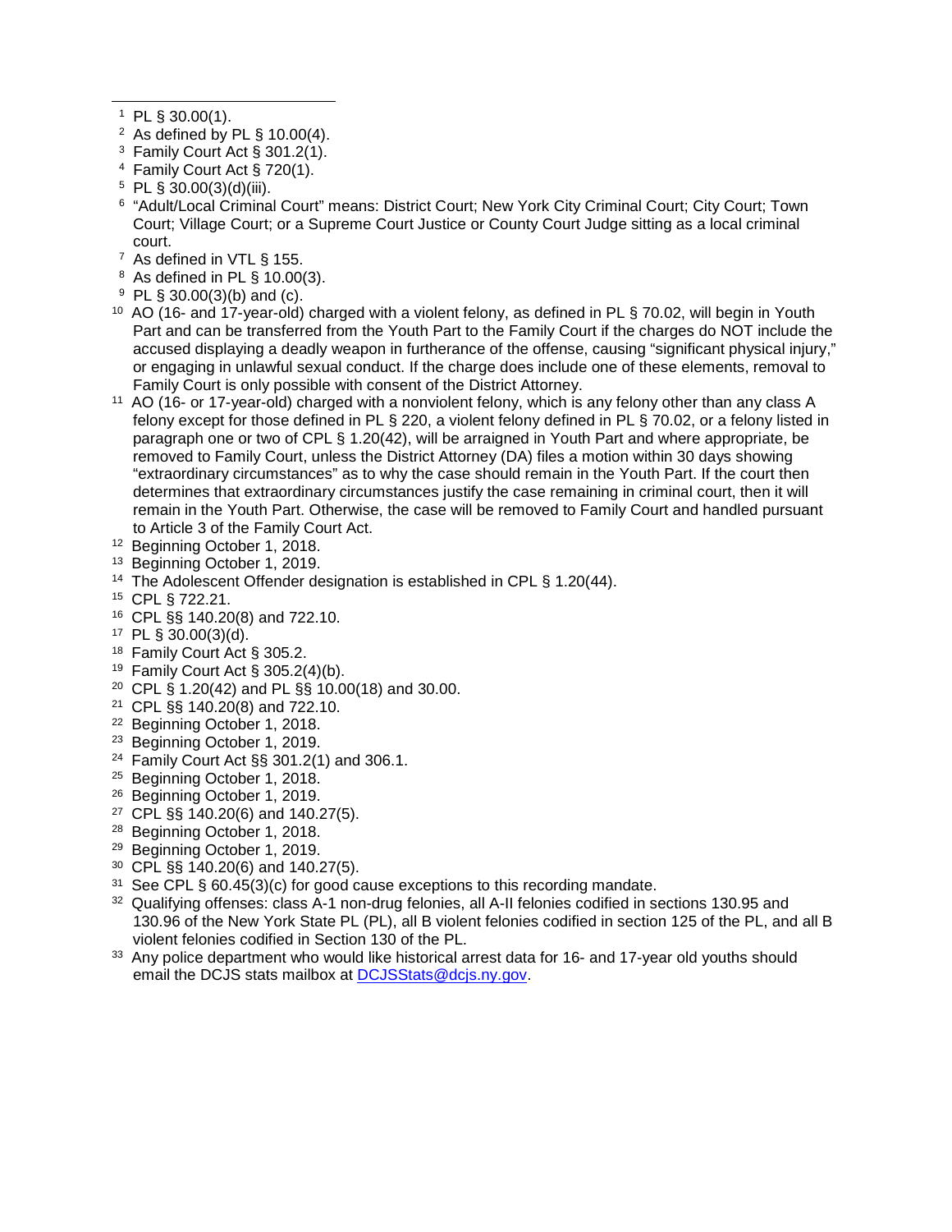---

[1] PL § 30.00(1).

[2] As defined by PL § 10.00(4).

[3] Family Court Act § 301.2(1).

[4] Family Court Act § 720(1).

[5] PL § 30.00(3)(d)(iii).

[6] "Adult/Local Criminal Court" means: District Court; New York City Criminal Court; City Court; Town Court; Village Court; or a Supreme Court Justice or County Court Judge sitting as a local criminal court.

[7] As defined in VTL § 155.

[8] As defined in PL § 10.00(3).

[9] PL § 30.00(3)(b) and (c).

[10] AO (16- and 17-year-old) charged with a violent felony, as defined in PL § 70.02, will begin in Youth Part and can be transferred from the Youth Part to the Family Court if the charges do NOT include the accused displaying a deadly weapon in furtherance of the offense, causing "significant physical injury," or engaging in unlawful sexual conduct. If the charge does include one of these elements, removal to Family Court is only possible with consent of the District Attorney.

[11] AO (16- or 17-year-old) charged with a nonviolent felony, which is any felony other than any class A felony except for those defined in PL § 220, a violent felony defined in PL § 70.02, or a felony listed in paragraph one or two of CPL § 1.20(42), will be arraigned in Youth Part and where appropriate, be removed to Family Court, unless the District Attorney (DA) files a motion within 30 days showing "extraordinary circumstances" as to why the case should remain in the Youth Part. If the court then determines that extraordinary circumstances justify the case remaining in criminal court, then it will remain in the Youth Part. Otherwise, the case will be removed to Family Court and handled pursuant to Article 3 of the Family Court Act.

[12] Beginning October 1, 2018.

[13] Beginning October 1, 2019.

[14] The Adolescent Offender designation is established in CPL § 1.20(44).

[15] CPL § 722.21.

[16] CPL §§ 140.20(8) and 722.10.

[17] PL § 30.00(3)(d).

[18] Family Court Act § 305.2.

[19] Family Court Act § 305.2(4)(b).

[20] CPL § 1.20(42) and PL §§ 10.00(18) and 30.00.

[21] CPL §§ 140.20(8) and 722.10.

[22] Beginning October 1, 2018.

[23] Beginning October 1, 2019.

[24] Family Court Act §§ 301.2(1) and 306.1.

[25] Beginning October 1, 2018.

[26] Beginning October 1, 2019.

[27] CPL §§ 140.20(6) and 140.27(5).

[28] Beginning October 1, 2018.

[29] Beginning October 1, 2019.

[30] CPL §§ 140.20(6) and 140.27(5).

[31] See CPL § 60.45(3)(c) for good cause exceptions to this recording mandate.

[32] Qualifying offenses: class A-1 non-drug felonies, all A-II felonies codified in sections 130.95 and 130.96 of the New York State PL (PL), all B violent felonies codified in section 125 of the PL, and all B violent felonies codified in Section 130 of the PL.

[33] Any police department who would like historical arrest data for 16- and 17-year old youths should email the DCJS stats mailbox at DCJSStats@dcjs.ny.gov.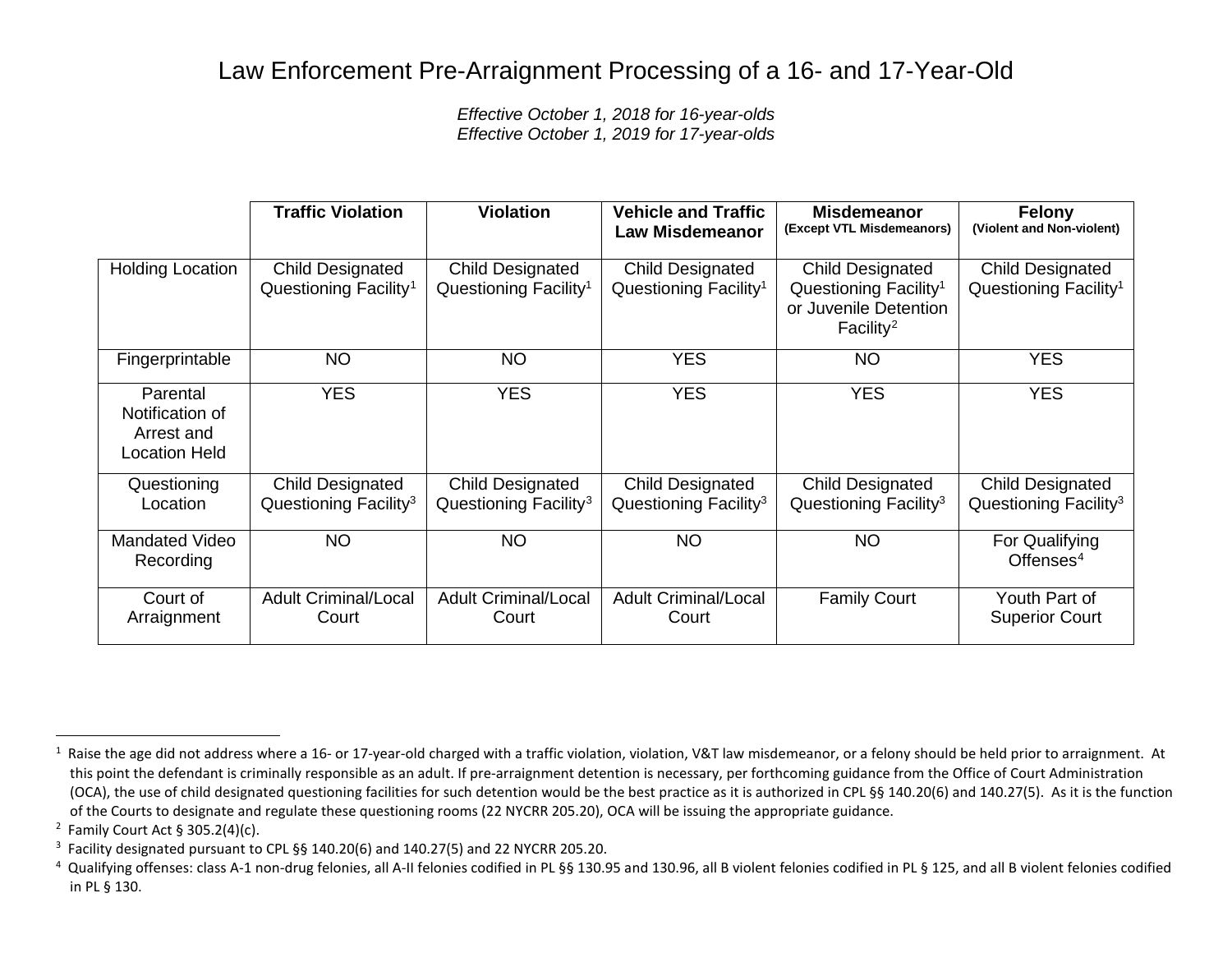# Law Enforcement Pre-Arraignment Processing of a 16- and 17-Year-Old

*Effective October 1, 2018 for 16-year-olds*
*Effective October 1, 2019 for 17-year-olds*

| | Traffic Violation | Violation | Vehicle and Traffic Law Misdemeanor | Misdemeanor (Except VTL Misdemeanors) | Felony (Violent and Non-violent) |
|---|---|---|---|---|---|
| Holding Location | Child Designated Questioning Facility[1] | Child Designated Questioning Facility[1] | Child Designated Questioning Facility[1] | Child Designated Questioning Facility[1] or Juvenile Detention Facility[2] | Child Designated Questioning Facility[1] |
| Fingerprintable | NO | NO | YES | NO | YES |
| Parental Notification of Arrest and Location Held | YES | YES | YES | YES | YES |
| Questioning Location | Child Designated Questioning Facility[3] | Child Designated Questioning Facility[3] | Child Designated Questioning Facility[3] | Child Designated Questioning Facility[3] | Child Designated Questioning Facility[3] |
| Mandated Video Recording | NO | NO | NO | NO | For Qualifying Offenses[4] |
| Court of Arraignment | Adult Criminal/Local Court | Adult Criminal/Local Court | Adult Criminal/Local Court | Family Court | Youth Part of Superior Court |

[1] Raise the age did not address where a 16- or 17-year-old charged with a traffic violation, violation, V&T law misdemeanor, or a felony should be held prior to arraignment. At this point the defendant is criminally responsible as an adult. If pre-arraignment detention is necessary, per forthcoming guidance from the Office of Court Administration (OCA), the use of child designated questioning facilities for such detention would be the best practice as it is authorized in CPL §§ 140.20(6) and 140.27(5). As it is the function of the Courts to designate and regulate these questioning rooms (22 NYCRR 205.20), OCA will be issuing the appropriate guidance.

[2] Family Court Act § 305.2(4)(c).

[3] Facility designated pursuant to CPL §§ 140.20(6) and 140.27(5) and 22 NYCRR 205.20.

[4] Qualifying offenses: class A-1 non-drug felonies, all A-II felonies codified in PL §§ 130.95 and 130.96, all B violent felonies codified in PL § 125, and all B violent felonies codified in PL § 130.